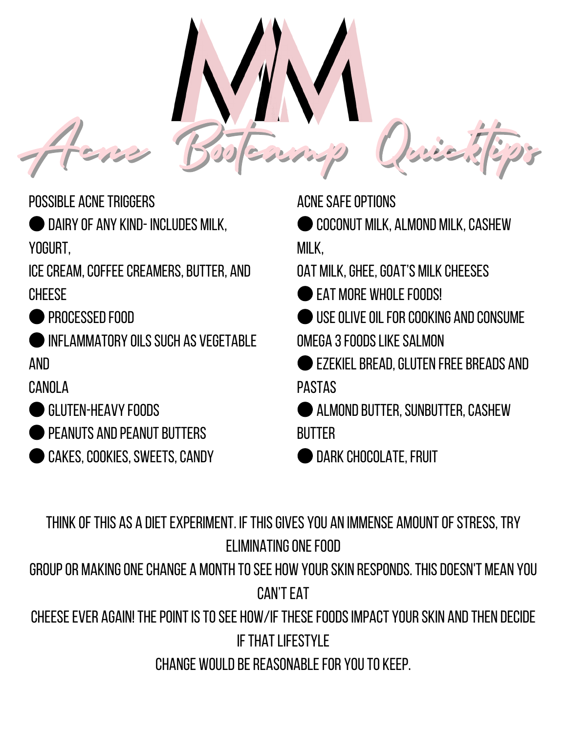# MM

# Acne Bootcamp Quicktips

## POSSIBLE ACNE TRIGGERS

- DAIRY OF ANY KIND- INCLUDES MILK, YOGURT, ICE CREAM, COFFEE CREAMERS, BUTTER, AND CHEESE
- PROCESSED FOOD
- INFLAMMATORY OILS SUCH AS VEGETABLE AND CANOLA
- GLUTEN-HEAVY FOODS
- PEANUTS AND PEANUT BUTTERS
- CAKES, COOKIES, SWEETS, CANDY

## ACNE SAFE OPTIONS

- COCONUT MILK, ALMOND MILK, CASHEW MILK, OAT MILK, GHEE, GOAT'S MILK CHEESES
- EAT MORE WHOLE FOODS!
- USE OLIVE OIL FOR COOKING AND CONSUME OMEGA 3 FOODS LIKE SALMON
- EZEKIEL BREAD, GLUTEN FREE BREADS AND PASTAS
- ALMOND BUTTER, SUNBUTTER, CASHEW BUTTER
- DARK CHOCOLATE, FRUIT

THINK OF THIS AS A DIET EXPERIMENT. IF THIS GIVES YOU AN IMMENSE AMOUNT OF STRESS, TRY ELIMINATING ONE FOOD GROUP OR MAKING ONE CHANGE A MONTH TO SEE HOW YOUR SKIN RESPONDS. THIS DOESN'T MEAN YOU CAN'T EAT CHEESE EVER AGAIN! THE POINT IS TO SEE HOW/IF THESE FOODS IMPACT YOUR SKIN AND THEN DECIDE IF THAT LIFESTYLE CHANGE WOULD BE REASONABLE FOR YOU TO KEEP.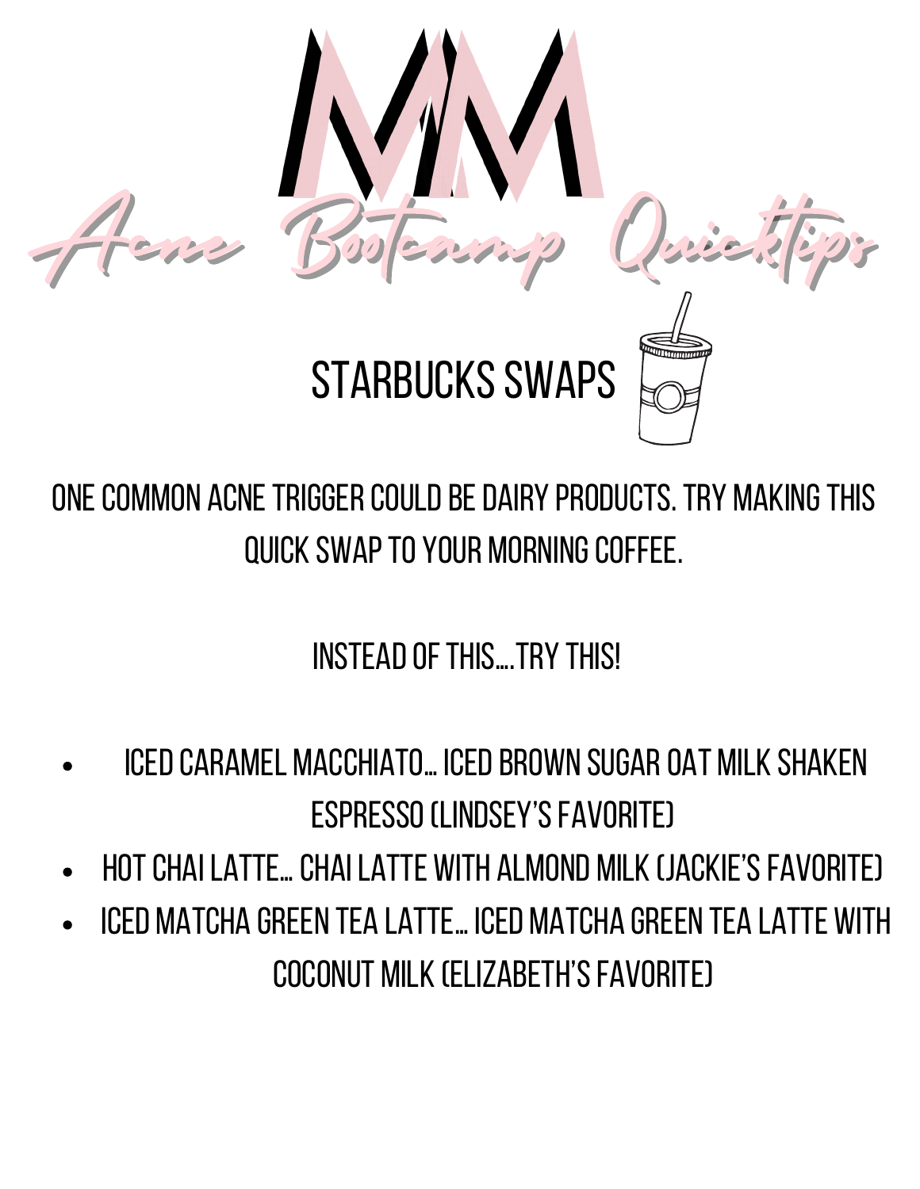# MM

## Acne Bootcamp Quicktips

### STARBUCKS SWAPS

ONE COMMON ACNE TRIGGER COULD BE DAIRY PRODUCTS. TRY MAKING THIS QUICK SWAP TO YOUR MORNING COFFEE.

INSTEAD OF THIS....TRY THIS!

- ICED CARAMEL MACCHIATO... ICED BROWN SUGAR OAT MILK SHAKEN ESPRESSO (LINDSEY'S FAVORITE)
- HOT CHAI LATTE... CHAI LATTE WITH ALMOND MILK (JACKIE'S FAVORITE)
- ICED MATCHA GREEN TEA LATTE... ICED MATCHA GREEN TEA LATTE WITH COCONUT MILK (ELIZABETH'S FAVORITE)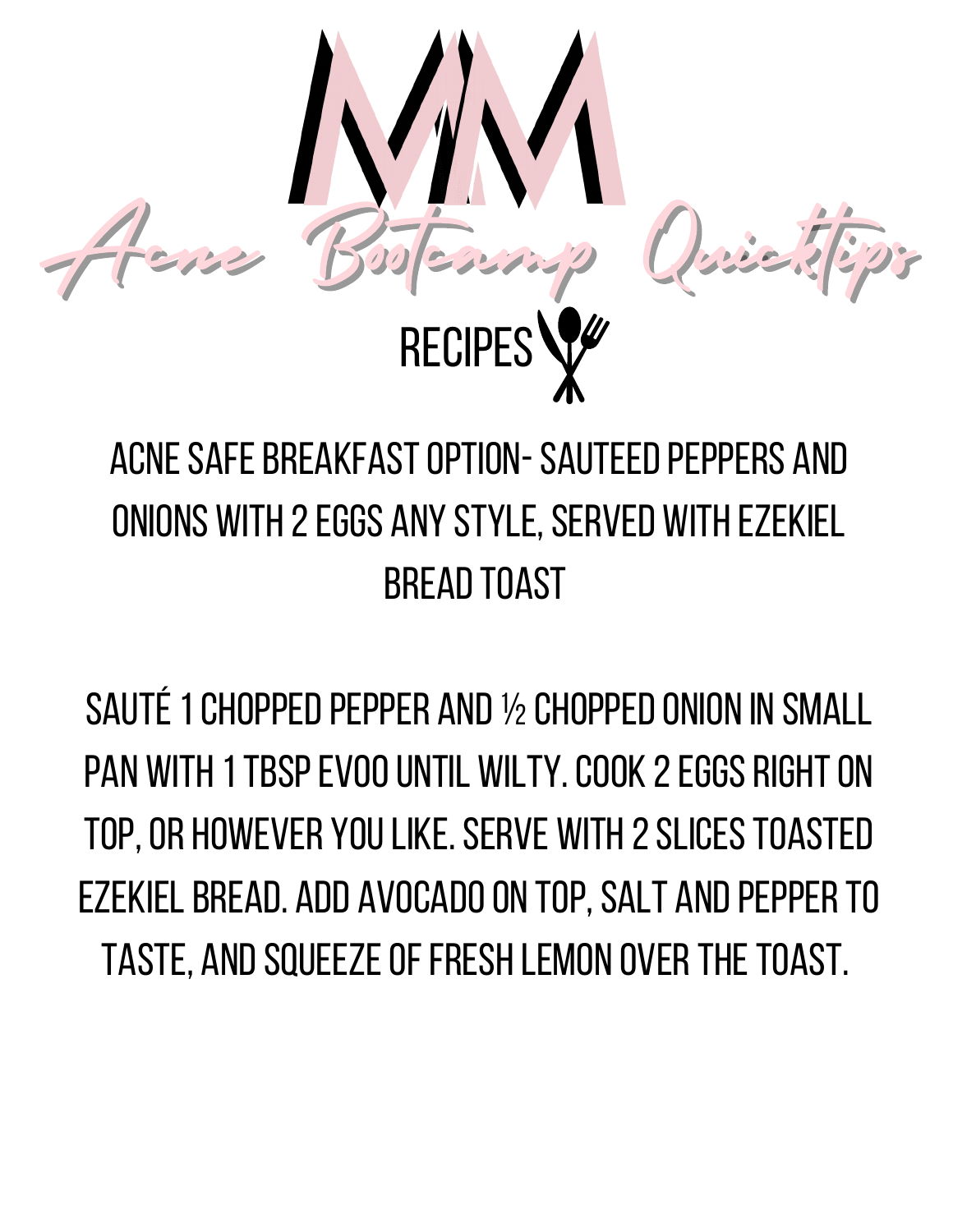# MM

## Acne Bootcamp Quicktips

### RECIPES

ACNE SAFE BREAKFAST OPTION- SAUTEED PEPPERS AND ONIONS WITH 2 EGGS ANY STYLE, SERVED WITH EZEKIEL BREAD TOAST

SAUTÉ 1 CHOPPED PEPPER AND ½ CHOPPED ONION IN SMALL PAN WITH 1 TBSP EVOO UNTIL WILTY. COOK 2 EGGS RIGHT ON TOP, OR HOWEVER YOU LIKE. SERVE WITH 2 SLICES TOASTED EZEKIEL BREAD. ADD AVOCADO ON TOP, SALT AND PEPPER TO TASTE, AND SQUEEZE OF FRESH LEMON OVER THE TOAST.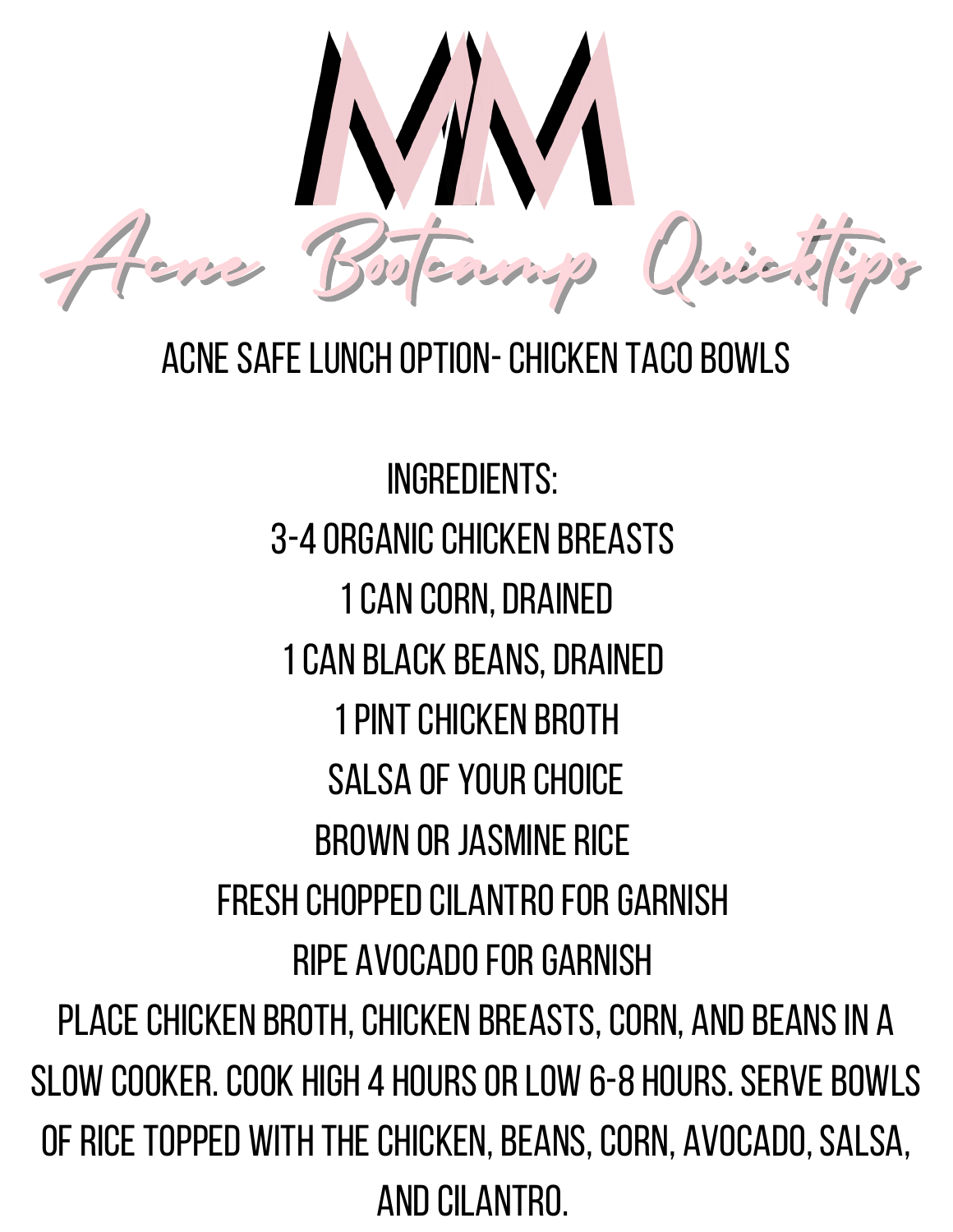# MM

## Acne Bootcamp Quicktips

ACNE SAFE LUNCH OPTION- CHICKEN TACO BOWLS

INGREDIENTS:

3-4 ORGANIC CHICKEN BREASTS

1 CAN CORN, DRAINED

1 CAN BLACK BEANS, DRAINED

1 PINT CHICKEN BROTH

SALSA OF YOUR CHOICE

BROWN OR JASMINE RICE

FRESH CHOPPED CILANTRO FOR GARNISH

RIPE AVOCADO FOR GARNISH

PLACE CHICKEN BROTH, CHICKEN BREASTS, CORN, AND BEANS IN A SLOW COOKER. COOK HIGH 4 HOURS OR LOW 6-8 HOURS. SERVE BOWLS OF RICE TOPPED WITH THE CHICKEN, BEANS, CORN, AVOCADO, SALSA, AND CILANTRO.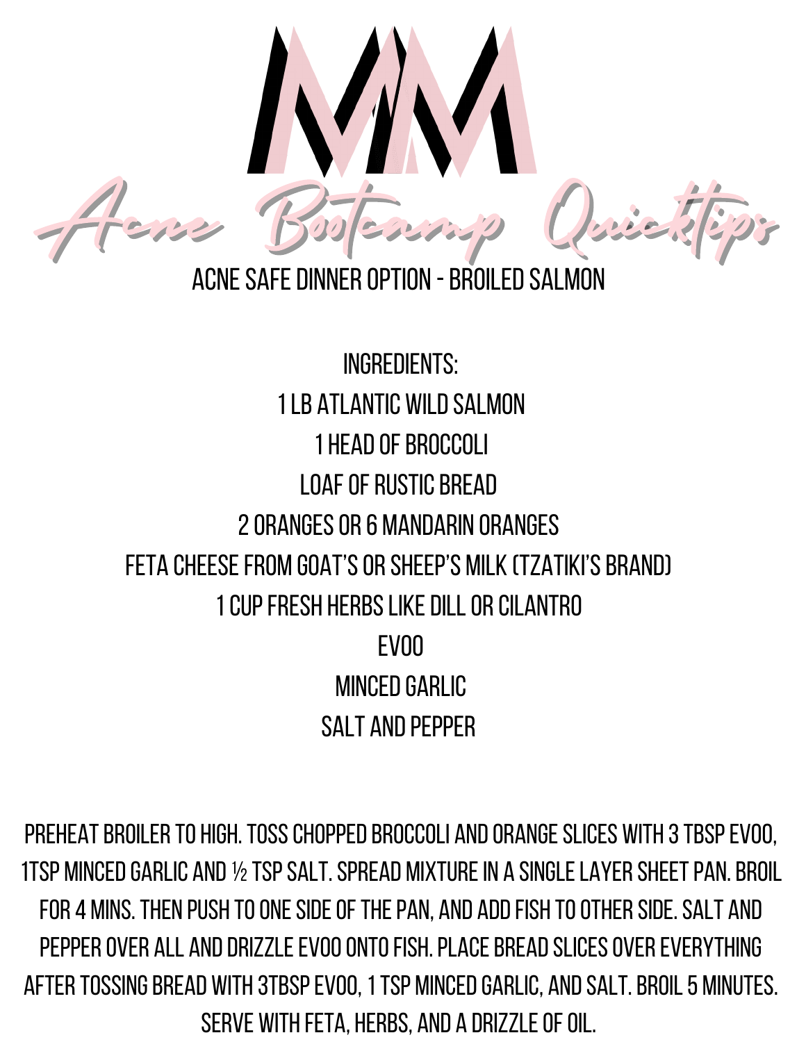# MM

## Acne Bootcamp Quicktips

### ACNE SAFE DINNER OPTION - BROILED SALMON

INGREDIENTS:

1 LB ATLANTIC WILD SALMON

1 HEAD OF BROCCOLI

LOAF OF RUSTIC BREAD

2 ORANGES OR 6 MANDARIN ORANGES

FETA CHEESE FROM GOAT'S OR SHEEP'S MILK (TZATIKI'S BRAND)

1 CUP FRESH HERBS LIKE DILL OR CILANTRO

EVOO

MINCED GARLIC

SALT AND PEPPER

PREHEAT BROILER TO HIGH. TOSS CHOPPED BROCCOLI AND ORANGE SLICES WITH 3 TBSP EVOO, 1TSP MINCED GARLIC AND ½ TSP SALT. SPREAD MIXTURE IN A SINGLE LAYER SHEET PAN. BROIL FOR 4 MINS. THEN PUSH TO ONE SIDE OF THE PAN, AND ADD FISH TO OTHER SIDE. SALT AND PEPPER OVER ALL AND DRIZZLE EVOO ONTO FISH. PLACE BREAD SLICES OVER EVERYTHING AFTER TOSSING BREAD WITH 3TBSP EVOO, 1 TSP MINCED GARLIC, AND SALT. BROIL 5 MINUTES. SERVE WITH FETA, HERBS, AND A DRIZZLE OF OIL.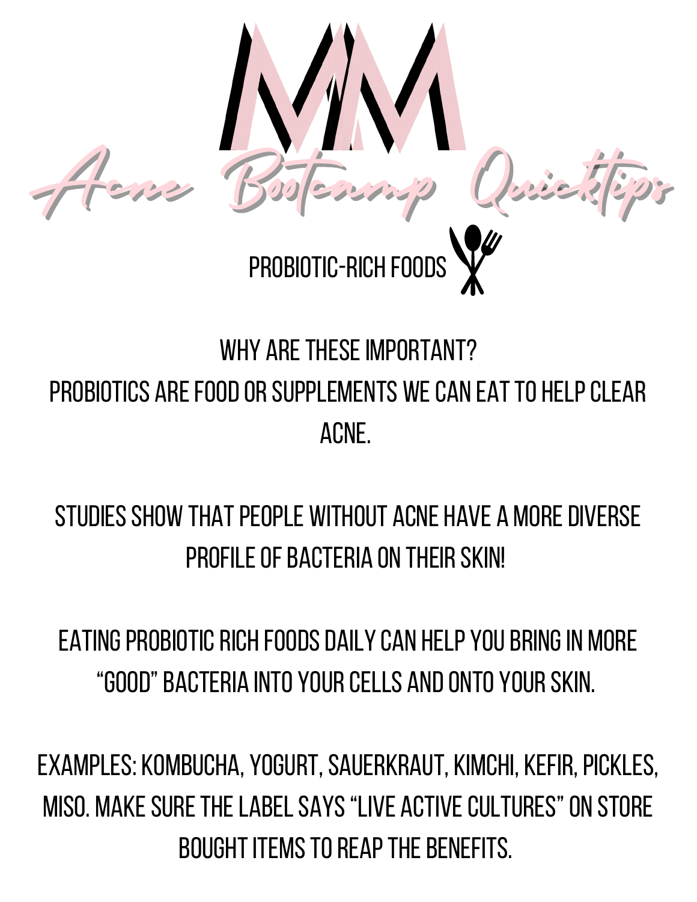# MM

## Acne Bootcamp Quicktips

### PROBIOTIC-RICH FOODS

WHY ARE THESE IMPORTANT?
PROBIOTICS ARE FOOD OR SUPPLEMENTS WE CAN EAT TO HELP CLEAR ACNE.

STUDIES SHOW THAT PEOPLE WITHOUT ACNE HAVE A MORE DIVERSE PROFILE OF BACTERIA ON THEIR SKIN!

EATING PROBIOTIC RICH FOODS DAILY CAN HELP YOU BRING IN MORE "GOOD" BACTERIA INTO YOUR CELLS AND ONTO YOUR SKIN.

EXAMPLES: KOMBUCHA, YOGURT, SAUERKRAUT, KIMCHI, KEFIR, PICKLES, MISO. MAKE SURE THE LABEL SAYS "LIVE ACTIVE CULTURES" ON STORE BOUGHT ITEMS TO REAP THE BENEFITS.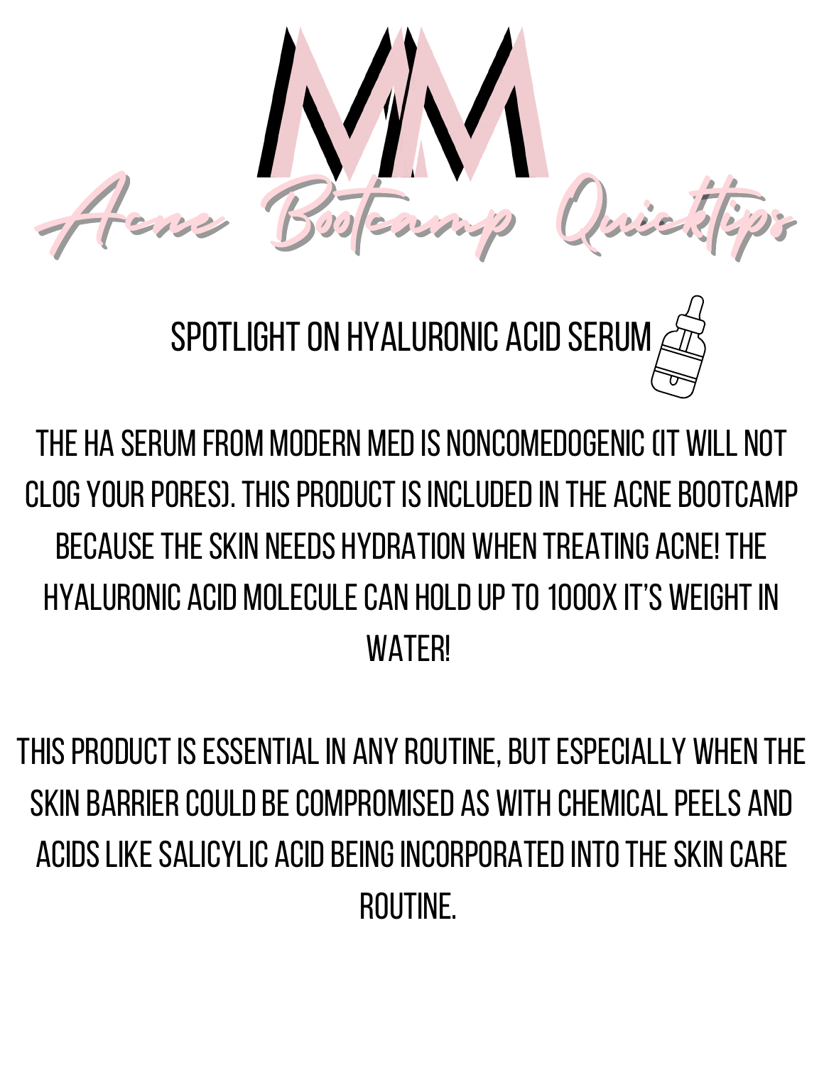# MM

## Acne Bootcamp Quicktips

### SPOTLIGHT ON HYALURONIC ACID SERUM

THE HA SERUM FROM MODERN MED IS NONCOMEDOGENIC (IT WILL NOT CLOG YOUR PORES). THIS PRODUCT IS INCLUDED IN THE ACNE BOOTCAMP BECAUSE THE SKIN NEEDS HYDRATION WHEN TREATING ACNE! THE HYALURONIC ACID MOLECULE CAN HOLD UP TO 1000X IT'S WEIGHT IN WATER!

THIS PRODUCT IS ESSENTIAL IN ANY ROUTINE, BUT ESPECIALLY WHEN THE SKIN BARRIER COULD BE COMPROMISED AS WITH CHEMICAL PEELS AND ACIDS LIKE SALICYLIC ACID BEING INCORPORATED INTO THE SKIN CARE ROUTINE.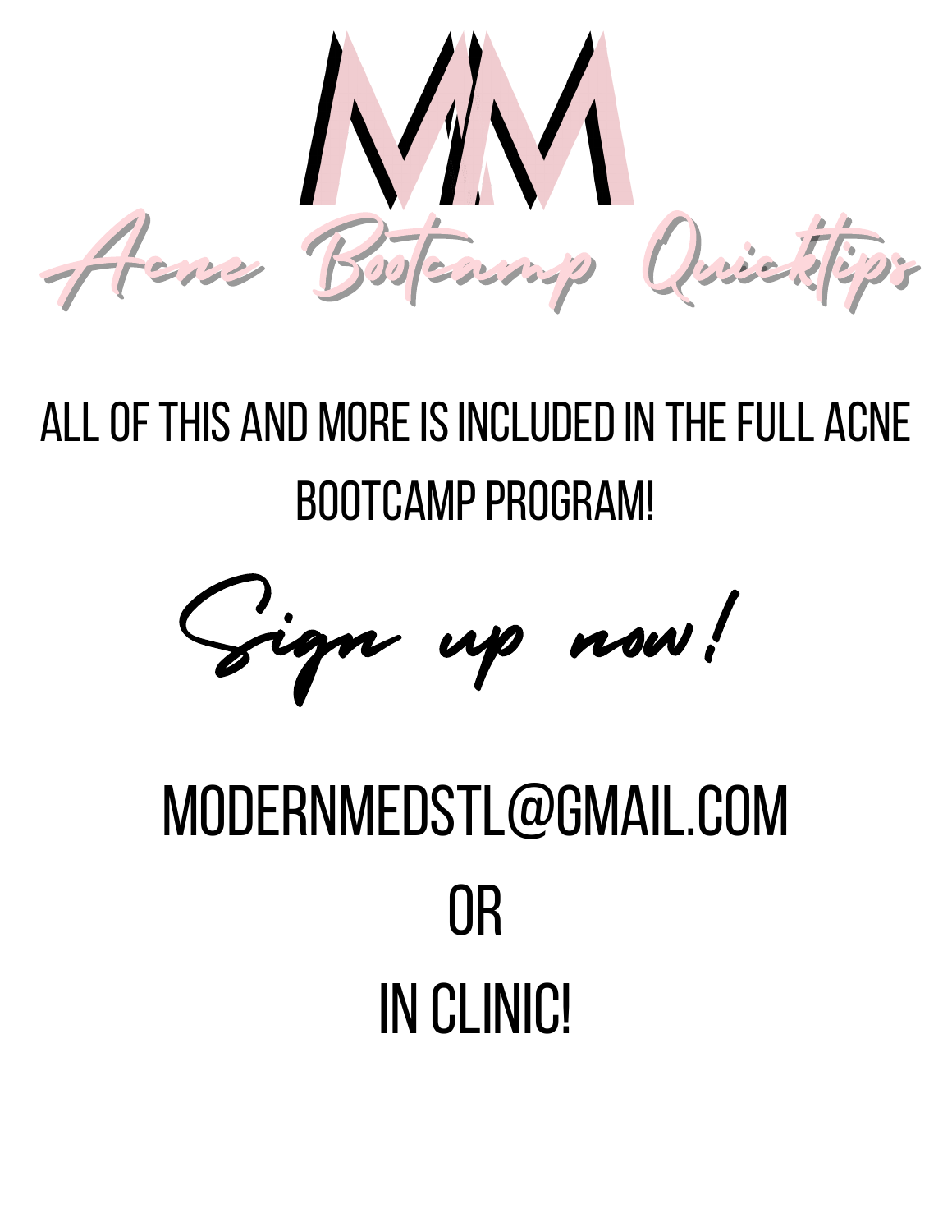# MM

## Acne Bootcamp Quicktips

ALL OF THIS AND MORE IS INCLUDED IN THE FULL ACNE BOOTCAMP PROGRAM!

*Sign up now!*

MODERNMEDSTL@GMAIL.COM

OR

IN CLINIC!